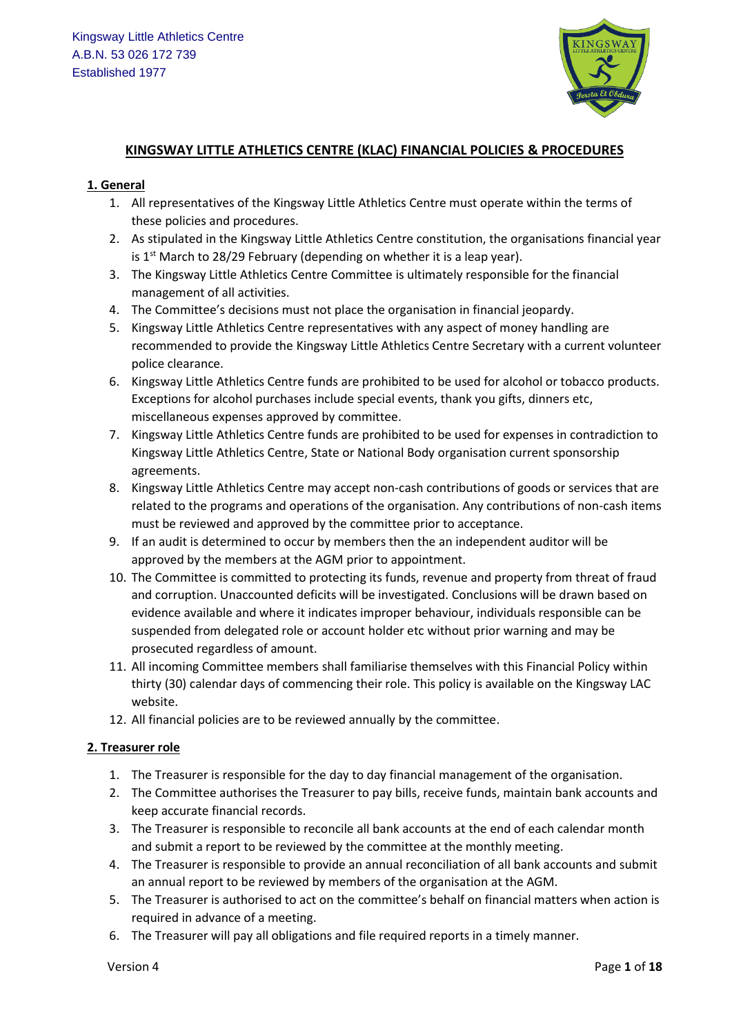Kingsway Little Athletics Centre
A.B.N. 53 026 172 739
Established 1977

# KINGSWAY LITTLE ATHLETICS CENTRE (KLAC) FINANCIAL POLICIES & PROCEDURES

## 1. General

1. All representatives of the Kingsway Little Athletics Centre must operate within the terms of these policies and procedures.
2. As stipulated in the Kingsway Little Athletics Centre constitution, the organisations financial year is 1st March to 28/29 February (depending on whether it is a leap year).
3. The Kingsway Little Athletics Centre Committee is ultimately responsible for the financial management of all activities.
4. The Committee's decisions must not place the organisation in financial jeopardy.
5. Kingsway Little Athletics Centre representatives with any aspect of money handling are recommended to provide the Kingsway Little Athletics Centre Secretary with a current volunteer police clearance.
6. Kingsway Little Athletics Centre funds are prohibited to be used for alcohol or tobacco products. Exceptions for alcohol purchases include special events, thank you gifts, dinners etc, miscellaneous expenses approved by committee.
7. Kingsway Little Athletics Centre funds are prohibited to be used for expenses in contradiction to Kingsway Little Athletics Centre, State or National Body organisation current sponsorship agreements.
8. Kingsway Little Athletics Centre may accept non-cash contributions of goods or services that are related to the programs and operations of the organisation. Any contributions of non-cash items must be reviewed and approved by the committee prior to acceptance.
9. If an audit is determined to occur by members then the an independent auditor will be approved by the members at the AGM prior to appointment.
10. The Committee is committed to protecting its funds, revenue and property from threat of fraud and corruption. Unaccounted deficits will be investigated. Conclusions will be drawn based on evidence available and where it indicates improper behaviour, individuals responsible can be suspended from delegated role or account holder etc without prior warning and may be prosecuted regardless of amount.
11. All incoming Committee members shall familiarise themselves with this Financial Policy within thirty (30) calendar days of commencing their role. This policy is available on the Kingsway LAC website.
12. All financial policies are to be reviewed annually by the committee.

## 2. Treasurer role

1. The Treasurer is responsible for the day to day financial management of the organisation.
2. The Committee authorises the Treasurer to pay bills, receive funds, maintain bank accounts and keep accurate financial records.
3. The Treasurer is responsible to reconcile all bank accounts at the end of each calendar month and submit a report to be reviewed by the committee at the monthly meeting.
4. The Treasurer is responsible to provide an annual reconciliation of all bank accounts and submit an annual report to be reviewed by members of the organisation at the AGM.
5. The Treasurer is authorised to act on the committee's behalf on financial matters when action is required in advance of a meeting.
6. The Treasurer will pay all obligations and file required reports in a timely manner.

Version 4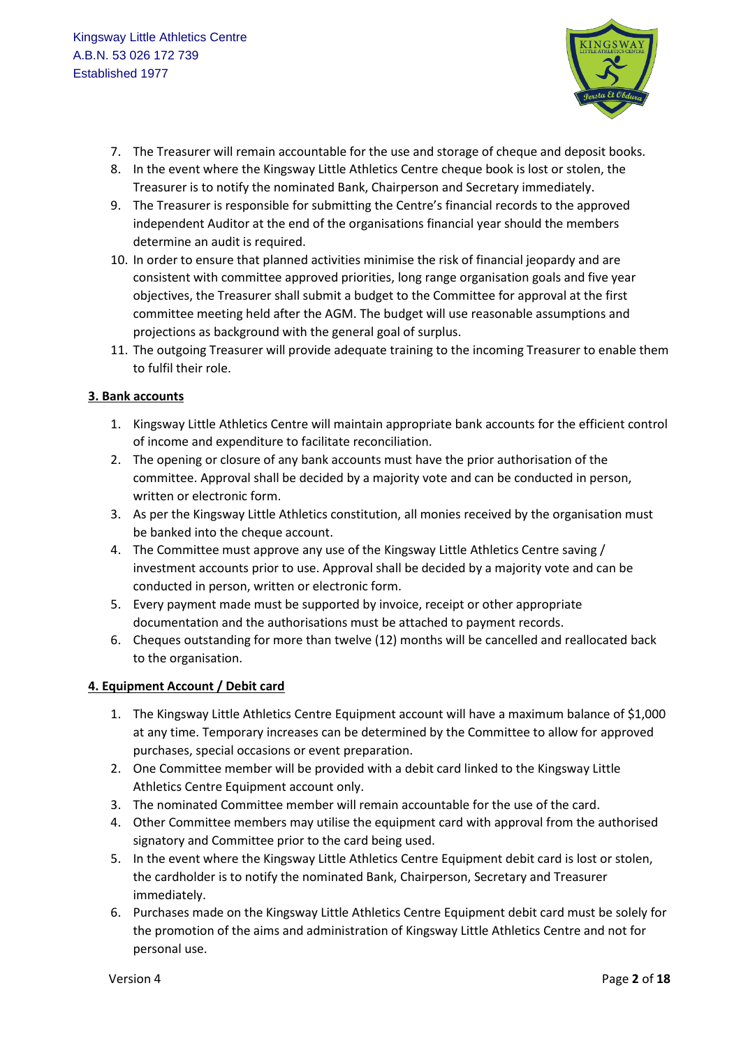7. The Treasurer will remain accountable for the use and storage of cheque and deposit books.
8. In the event where the Kingsway Little Athletics Centre cheque book is lost or stolen, the Treasurer is to notify the nominated Bank, Chairperson and Secretary immediately.
9. The Treasurer is responsible for submitting the Centre's financial records to the approved independent Auditor at the end of the organisations financial year should the members determine an audit is required.
10. In order to ensure that planned activities minimise the risk of financial jeopardy and are consistent with committee approved priorities, long range organisation goals and five year objectives, the Treasurer shall submit a budget to the Committee for approval at the first committee meeting held after the AGM. The budget will use reasonable assumptions and projections as background with the general goal of surplus.
11. The outgoing Treasurer will provide adequate training to the incoming Treasurer to enable them to fulfil their role.

**3. Bank accounts**

1. Kingsway Little Athletics Centre will maintain appropriate bank accounts for the efficient control of income and expenditure to facilitate reconciliation.
2. The opening or closure of any bank accounts must have the prior authorisation of the committee. Approval shall be decided by a majority vote and can be conducted in person, written or electronic form.
3. As per the Kingsway Little Athletics constitution, all monies received by the organisation must be banked into the cheque account.
4. The Committee must approve any use of the Kingsway Little Athletics Centre saving / investment accounts prior to use. Approval shall be decided by a majority vote and can be conducted in person, written or electronic form.
5. Every payment made must be supported by invoice, receipt or other appropriate documentation and the authorisations must be attached to payment records.
6. Cheques outstanding for more than twelve (12) months will be cancelled and reallocated back to the organisation.

**4. Equipment Account / Debit card**

1. The Kingsway Little Athletics Centre Equipment account will have a maximum balance of $1,000 at any time. Temporary increases can be determined by the Committee to allow for approved purchases, special occasions or event preparation.
2. One Committee member will be provided with a debit card linked to the Kingsway Little Athletics Centre Equipment account only.
3. The nominated Committee member will remain accountable for the use of the card.
4. Other Committee members may utilise the equipment card with approval from the authorised signatory and Committee prior to the card being used.
5. In the event where the Kingsway Little Athletics Centre Equipment debit card is lost or stolen, the cardholder is to notify the nominated Bank, Chairperson, Secretary and Treasurer immediately.
6. Purchases made on the Kingsway Little Athletics Centre Equipment debit card must be solely for the promotion of the aims and administration of Kingsway Little Athletics Centre and not for personal use.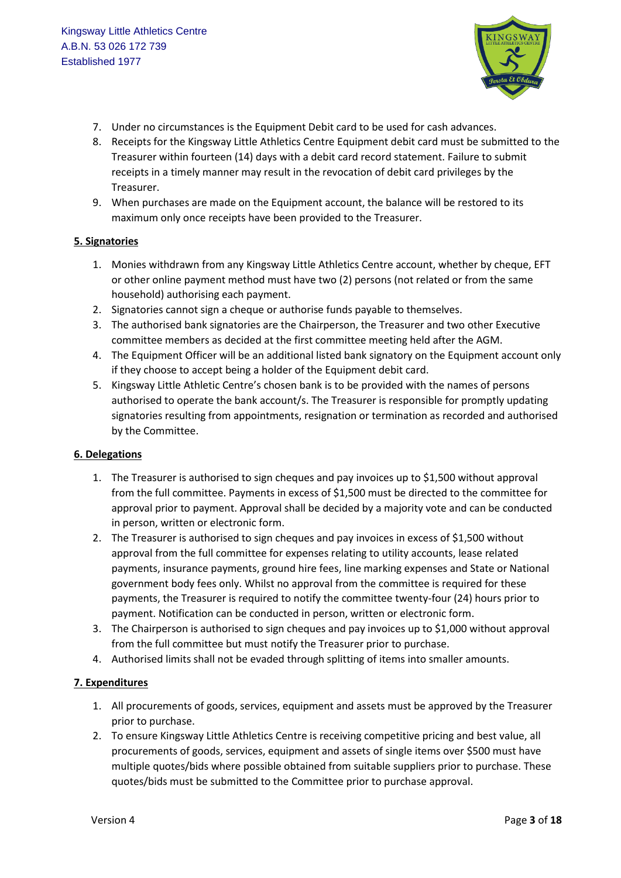7. Under no circumstances is the Equipment Debit card to be used for cash advances.
8. Receipts for the Kingsway Little Athletics Centre Equipment debit card must be submitted to the Treasurer within fourteen (14) days with a debit card record statement. Failure to submit receipts in a timely manner may result in the revocation of debit card privileges by the Treasurer.
9. When purchases are made on the Equipment account, the balance will be restored to its maximum only once receipts have been provided to the Treasurer.

## 5. Signatories

1. Monies withdrawn from any Kingsway Little Athletics Centre account, whether by cheque, EFT or other online payment method must have two (2) persons (not related or from the same household) authorising each payment.
2. Signatories cannot sign a cheque or authorise funds payable to themselves.
3. The authorised bank signatories are the Chairperson, the Treasurer and two other Executive committee members as decided at the first committee meeting held after the AGM.
4. The Equipment Officer will be an additional listed bank signatory on the Equipment account only if they choose to accept being a holder of the Equipment debit card.
5. Kingsway Little Athletic Centre's chosen bank is to be provided with the names of persons authorised to operate the bank account/s. The Treasurer is responsible for promptly updating signatories resulting from appointments, resignation or termination as recorded and authorised by the Committee.

## 6. Delegations

1. The Treasurer is authorised to sign cheques and pay invoices up to $1,500 without approval from the full committee. Payments in excess of $1,500 must be directed to the committee for approval prior to payment. Approval shall be decided by a majority vote and can be conducted in person, written or electronic form.
2. The Treasurer is authorised to sign cheques and pay invoices in excess of $1,500 without approval from the full committee for expenses relating to utility accounts, lease related payments, insurance payments, ground hire fees, line marking expenses and State or National government body fees only. Whilst no approval from the committee is required for these payments, the Treasurer is required to notify the committee twenty-four (24) hours prior to payment. Notification can be conducted in person, written or electronic form.
3. The Chairperson is authorised to sign cheques and pay invoices up to $1,000 without approval from the full committee but must notify the Treasurer prior to purchase.
4. Authorised limits shall not be evaded through splitting of items into smaller amounts.

## 7. Expenditures

1. All procurements of goods, services, equipment and assets must be approved by the Treasurer prior to purchase.
2. To ensure Kingsway Little Athletics Centre is receiving competitive pricing and best value, all procurements of goods, services, equipment and assets of single items over $500 must have multiple quotes/bids where possible obtained from suitable suppliers prior to purchase. These quotes/bids must be submitted to the Committee prior to purchase approval.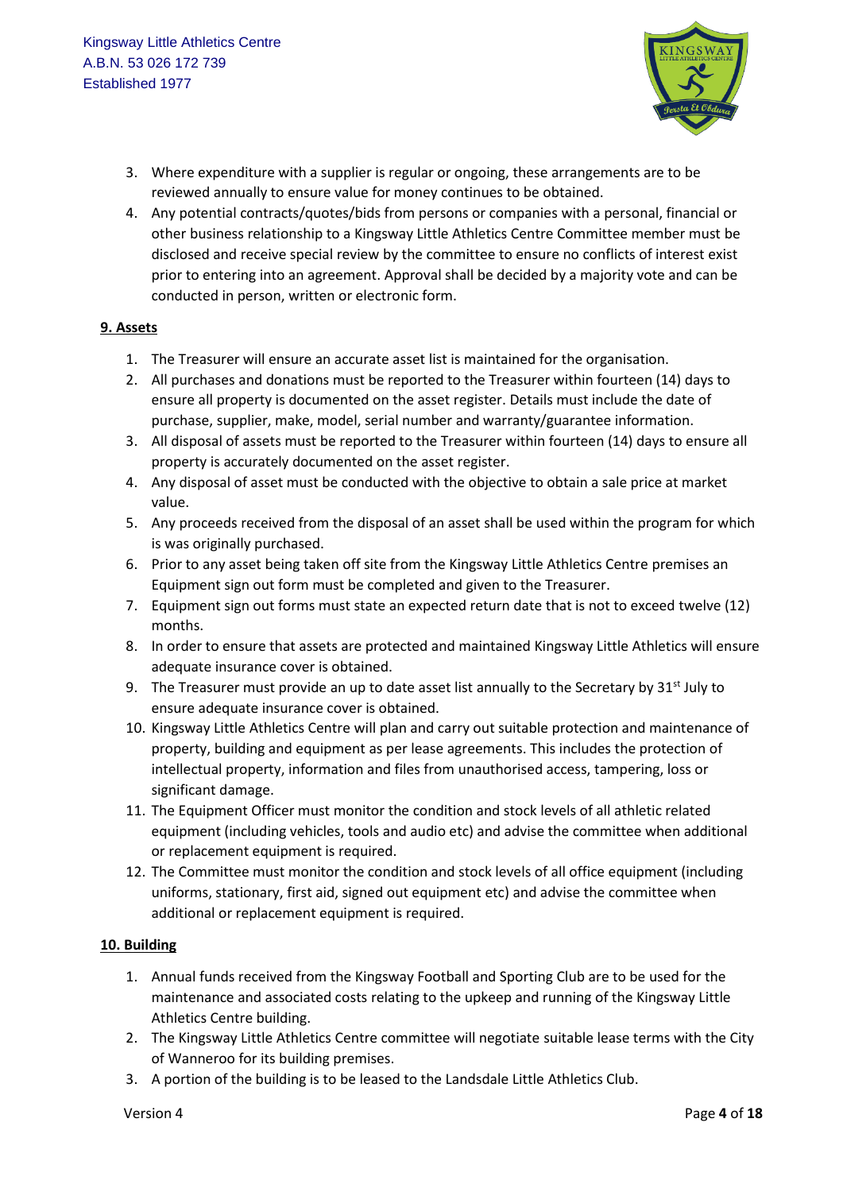3. Where expenditure with a supplier is regular or ongoing, these arrangements are to be reviewed annually to ensure value for money continues to be obtained.
4. Any potential contracts/quotes/bids from persons or companies with a personal, financial or other business relationship to a Kingsway Little Athletics Centre Committee member must be disclosed and receive special review by the committee to ensure no conflicts of interest exist prior to entering into an agreement. Approval shall be decided by a majority vote and can be conducted in person, written or electronic form.

**9. Assets**

1. The Treasurer will ensure an accurate asset list is maintained for the organisation.
2. All purchases and donations must be reported to the Treasurer within fourteen (14) days to ensure all property is documented on the asset register. Details must include the date of purchase, supplier, make, model, serial number and warranty/guarantee information.
3. All disposal of assets must be reported to the Treasurer within fourteen (14) days to ensure all property is accurately documented on the asset register.
4. Any disposal of asset must be conducted with the objective to obtain a sale price at market value.
5. Any proceeds received from the disposal of an asset shall be used within the program for which is was originally purchased.
6. Prior to any asset being taken off site from the Kingsway Little Athletics Centre premises an Equipment sign out form must be completed and given to the Treasurer.
7. Equipment sign out forms must state an expected return date that is not to exceed twelve (12) months.
8. In order to ensure that assets are protected and maintained Kingsway Little Athletics will ensure adequate insurance cover is obtained.
9. The Treasurer must provide an up to date asset list annually to the Secretary by 31st July to ensure adequate insurance cover is obtained.
10. Kingsway Little Athletics Centre will plan and carry out suitable protection and maintenance of property, building and equipment as per lease agreements. This includes the protection of intellectual property, information and files from unauthorised access, tampering, loss or significant damage.
11. The Equipment Officer must monitor the condition and stock levels of all athletic related equipment (including vehicles, tools and audio etc) and advise the committee when additional or replacement equipment is required.
12. The Committee must monitor the condition and stock levels of all office equipment (including uniforms, stationary, first aid, signed out equipment etc) and advise the committee when additional or replacement equipment is required.

**10. Building**

1. Annual funds received from the Kingsway Football and Sporting Club are to be used for the maintenance and associated costs relating to the upkeep and running of the Kingsway Little Athletics Centre building.
2. The Kingsway Little Athletics Centre committee will negotiate suitable lease terms with the City of Wanneroo for its building premises.
3. A portion of the building is to be leased to the Landsdale Little Athletics Club.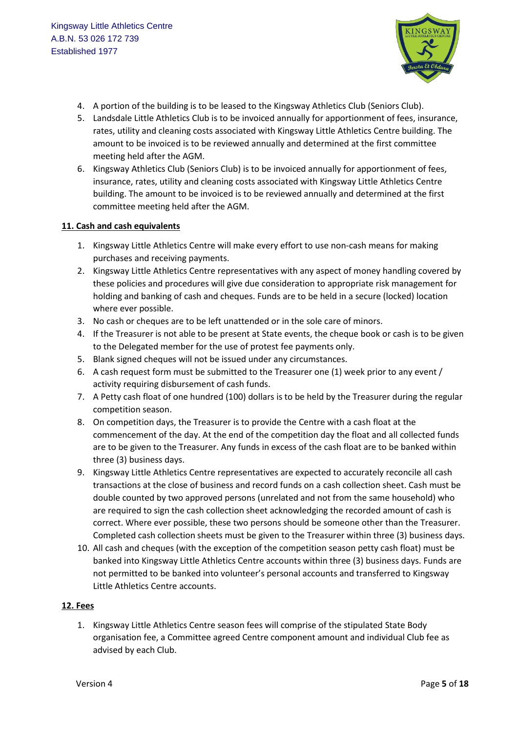4. A portion of the building is to be leased to the Kingsway Athletics Club (Seniors Club).
5. Landsdale Little Athletics Club is to be invoiced annually for apportionment of fees, insurance, rates, utility and cleaning costs associated with Kingsway Little Athletics Centre building. The amount to be invoiced is to be reviewed annually and determined at the first committee meeting held after the AGM.
6. Kingsway Athletics Club (Seniors Club) is to be invoiced annually for apportionment of fees, insurance, rates, utility and cleaning costs associated with Kingsway Little Athletics Centre building. The amount to be invoiced is to be reviewed annually and determined at the first committee meeting held after the AGM.

**<u>11. Cash and cash equivalents</u>**

1. Kingsway Little Athletics Centre will make every effort to use non-cash means for making purchases and receiving payments.
2. Kingsway Little Athletics Centre representatives with any aspect of money handling covered by these policies and procedures will give due consideration to appropriate risk management for holding and banking of cash and cheques. Funds are to be held in a secure (locked) location where ever possible.
3. No cash or cheques are to be left unattended or in the sole care of minors.
4. If the Treasurer is not able to be present at State events, the cheque book or cash is to be given to the Delegated member for the use of protest fee payments only.
5. Blank signed cheques will not be issued under any circumstances.
6. A cash request form must be submitted to the Treasurer one (1) week prior to any event / activity requiring disbursement of cash funds.
7. A Petty cash float of one hundred (100) dollars is to be held by the Treasurer during the regular competition season.
8. On competition days, the Treasurer is to provide the Centre with a cash float at the commencement of the day. At the end of the competition day the float and all collected funds are to be given to the Treasurer. Any funds in excess of the cash float are to be banked within three (3) business days.
9. Kingsway Little Athletics Centre representatives are expected to accurately reconcile all cash transactions at the close of business and record funds on a cash collection sheet. Cash must be double counted by two approved persons (unrelated and not from the same household) who are required to sign the cash collection sheet acknowledging the recorded amount of cash is correct. Where ever possible, these two persons should be someone other than the Treasurer. Completed cash collection sheets must be given to the Treasurer within three (3) business days.
10. All cash and cheques (with the exception of the competition season petty cash float) must be banked into Kingsway Little Athletics Centre accounts within three (3) business days. Funds are not permitted to be banked into volunteer's personal accounts and transferred to Kingsway Little Athletics Centre accounts.

**<u>12. Fees</u>**

1. Kingsway Little Athletics Centre season fees will comprise of the stipulated State Body organisation fee, a Committee agreed Centre component amount and individual Club fee as advised by each Club.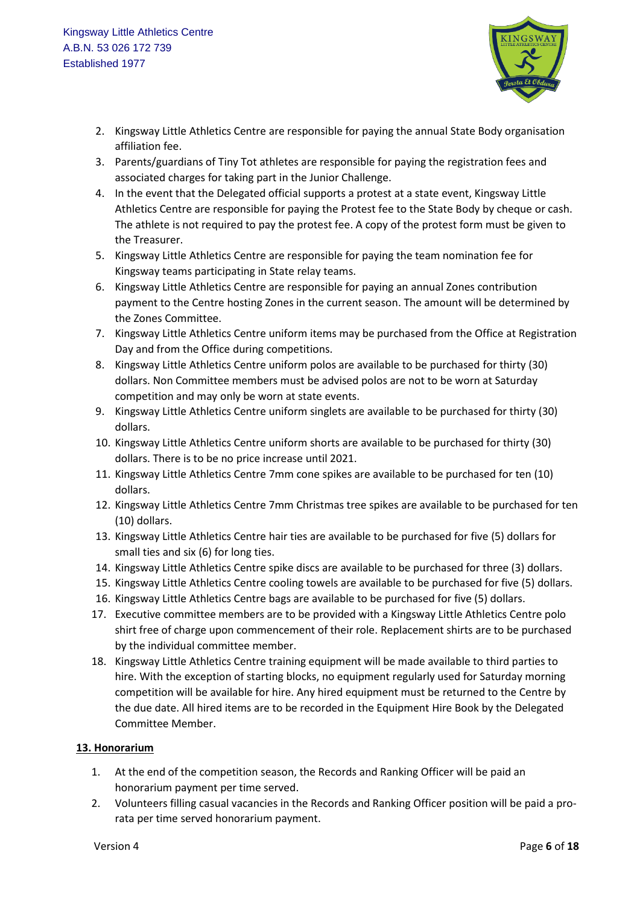2. Kingsway Little Athletics Centre are responsible for paying the annual State Body organisation affiliation fee.
3. Parents/guardians of Tiny Tot athletes are responsible for paying the registration fees and associated charges for taking part in the Junior Challenge.
4. In the event that the Delegated official supports a protest at a state event, Kingsway Little Athletics Centre are responsible for paying the Protest fee to the State Body by cheque or cash. The athlete is not required to pay the protest fee. A copy of the protest form must be given to the Treasurer.
5. Kingsway Little Athletics Centre are responsible for paying the team nomination fee for Kingsway teams participating in State relay teams.
6. Kingsway Little Athletics Centre are responsible for paying an annual Zones contribution payment to the Centre hosting Zones in the current season. The amount will be determined by the Zones Committee.
7. Kingsway Little Athletics Centre uniform items may be purchased from the Office at Registration Day and from the Office during competitions.
8. Kingsway Little Athletics Centre uniform polos are available to be purchased for thirty (30) dollars. Non Committee members must be advised polos are not to be worn at Saturday competition and may only be worn at state events.
9. Kingsway Little Athletics Centre uniform singlets are available to be purchased for thirty (30) dollars.
10. Kingsway Little Athletics Centre uniform shorts are available to be purchased for thirty (30) dollars. There is to be no price increase until 2021.
11. Kingsway Little Athletics Centre 7mm cone spikes are available to be purchased for ten (10) dollars.
12. Kingsway Little Athletics Centre 7mm Christmas tree spikes are available to be purchased for ten (10) dollars.
13. Kingsway Little Athletics Centre hair ties are available to be purchased for five (5) dollars for small ties and six (6) for long ties.
14. Kingsway Little Athletics Centre spike discs are available to be purchased for three (3) dollars.
15. Kingsway Little Athletics Centre cooling towels are available to be purchased for five (5) dollars.
16. Kingsway Little Athletics Centre bags are available to be purchased for five (5) dollars.
17. Executive committee members are to be provided with a Kingsway Little Athletics Centre polo shirt free of charge upon commencement of their role. Replacement shirts are to be purchased by the individual committee member.
18. Kingsway Little Athletics Centre training equipment will be made available to third parties to hire. With the exception of starting blocks, no equipment regularly used for Saturday morning competition will be available for hire. Any hired equipment must be returned to the Centre by the due date. All hired items are to be recorded in the Equipment Hire Book by the Delegated Committee Member.

## 13. Honorarium

1. At the end of the competition season, the Records and Ranking Officer will be paid an honorarium payment per time served.
2. Volunteers filling casual vacancies in the Records and Ranking Officer position will be paid a pro-rata per time served honorarium payment.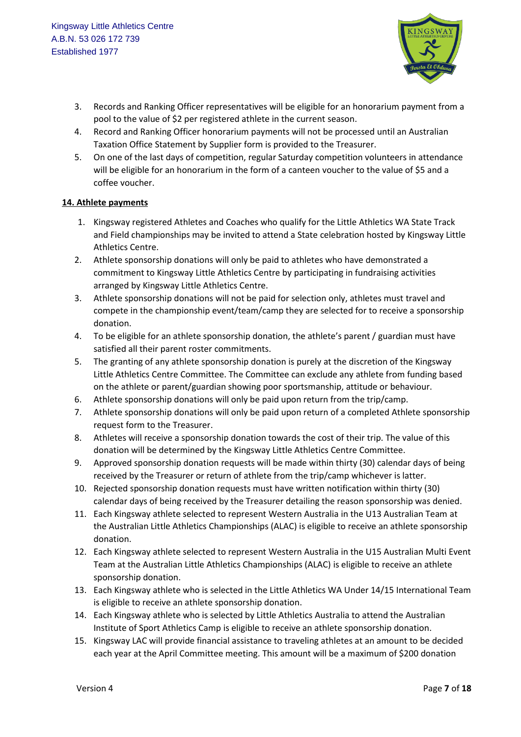3. Records and Ranking Officer representatives will be eligible for an honorarium payment from a pool to the value of $2 per registered athlete in the current season.
4. Record and Ranking Officer honorarium payments will not be processed until an Australian Taxation Office Statement by Supplier form is provided to the Treasurer.
5. On one of the last days of competition, regular Saturday competition volunteers in attendance will be eligible for an honorarium in the form of a canteen voucher to the value of $5 and a coffee voucher.

**14. Athlete payments**

1. Kingsway registered Athletes and Coaches who qualify for the Little Athletics WA State Track and Field championships may be invited to attend a State celebration hosted by Kingsway Little Athletics Centre.
2. Athlete sponsorship donations will only be paid to athletes who have demonstrated a commitment to Kingsway Little Athletics Centre by participating in fundraising activities arranged by Kingsway Little Athletics Centre.
3. Athlete sponsorship donations will not be paid for selection only, athletes must travel and compete in the championship event/team/camp they are selected for to receive a sponsorship donation.
4. To be eligible for an athlete sponsorship donation, the athlete's parent / guardian must have satisfied all their parent roster commitments.
5. The granting of any athlete sponsorship donation is purely at the discretion of the Kingsway Little Athletics Centre Committee. The Committee can exclude any athlete from funding based on the athlete or parent/guardian showing poor sportsmanship, attitude or behaviour.
6. Athlete sponsorship donations will only be paid upon return from the trip/camp.
7. Athlete sponsorship donations will only be paid upon return of a completed Athlete sponsorship request form to the Treasurer.
8. Athletes will receive a sponsorship donation towards the cost of their trip. The value of this donation will be determined by the Kingsway Little Athletics Centre Committee.
9. Approved sponsorship donation requests will be made within thirty (30) calendar days of being received by the Treasurer or return of athlete from the trip/camp whichever is latter.
10. Rejected sponsorship donation requests must have written notification within thirty (30) calendar days of being received by the Treasurer detailing the reason sponsorship was denied.
11. Each Kingsway athlete selected to represent Western Australia in the U13 Australian Team at the Australian Little Athletics Championships (ALAC) is eligible to receive an athlete sponsorship donation.
12. Each Kingsway athlete selected to represent Western Australia in the U15 Australian Multi Event Team at the Australian Little Athletics Championships (ALAC) is eligible to receive an athlete sponsorship donation.
13. Each Kingsway athlete who is selected in the Little Athletics WA Under 14/15 International Team is eligible to receive an athlete sponsorship donation.
14. Each Kingsway athlete who is selected by Little Athletics Australia to attend the Australian Institute of Sport Athletics Camp is eligible to receive an athlete sponsorship donation.
15. Kingsway LAC will provide financial assistance to traveling athletes at an amount to be decided each year at the April Committee meeting. This amount will be a maximum of $200 donation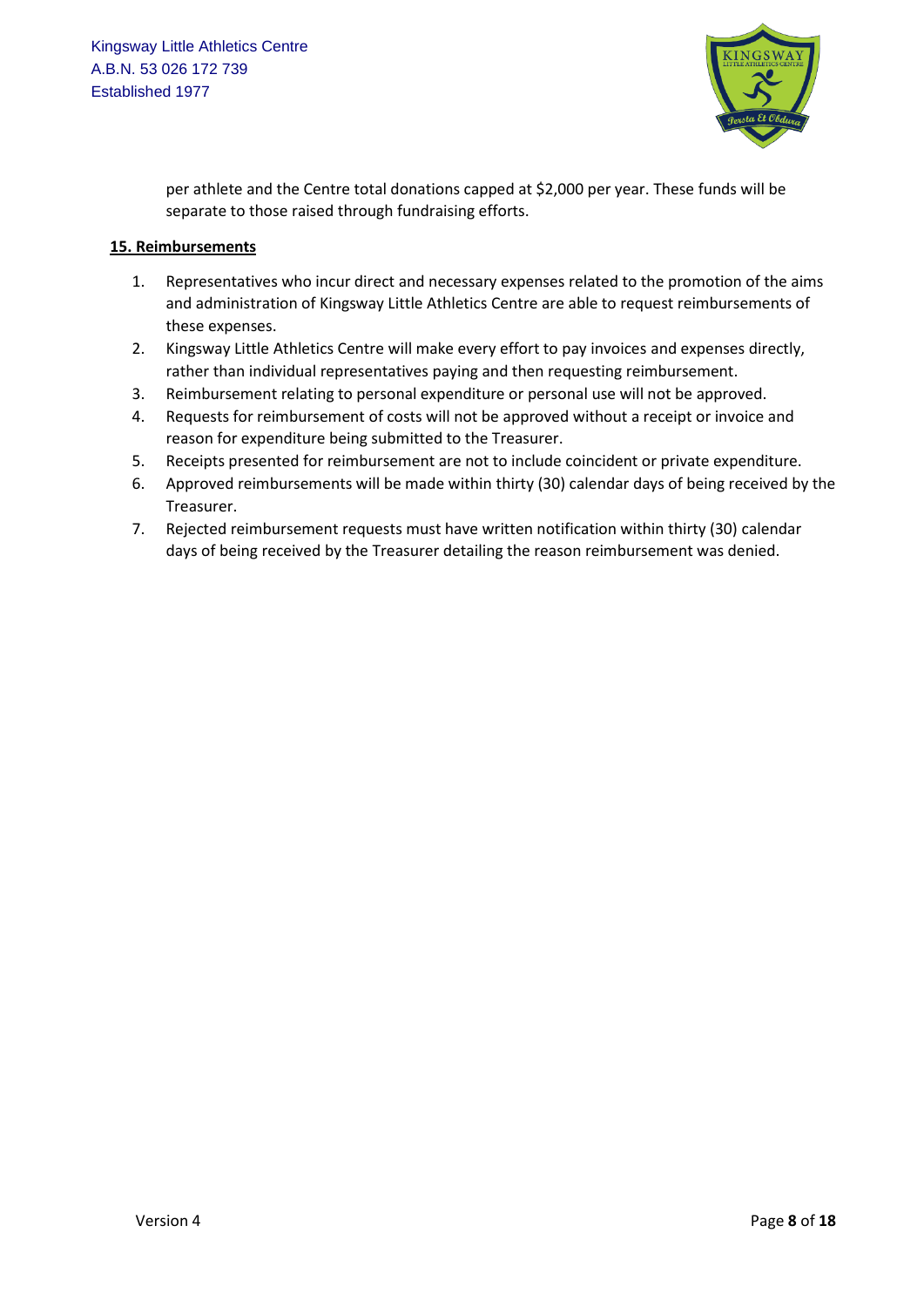per athlete and the Centre total donations capped at $2,000 per year. These funds will be separate to those raised through fundraising efforts.

## 15. Reimbursements

1. Representatives who incur direct and necessary expenses related to the promotion of the aims and administration of Kingsway Little Athletics Centre are able to request reimbursements of these expenses.
2. Kingsway Little Athletics Centre will make every effort to pay invoices and expenses directly, rather than individual representatives paying and then requesting reimbursement.
3. Reimbursement relating to personal expenditure or personal use will not be approved.
4. Requests for reimbursement of costs will not be approved without a receipt or invoice and reason for expenditure being submitted to the Treasurer.
5. Receipts presented for reimbursement are not to include coincident or private expenditure.
6. Approved reimbursements will be made within thirty (30) calendar days of being received by the Treasurer.
7. Rejected reimbursement requests must have written notification within thirty (30) calendar days of being received by the Treasurer detailing the reason reimbursement was denied.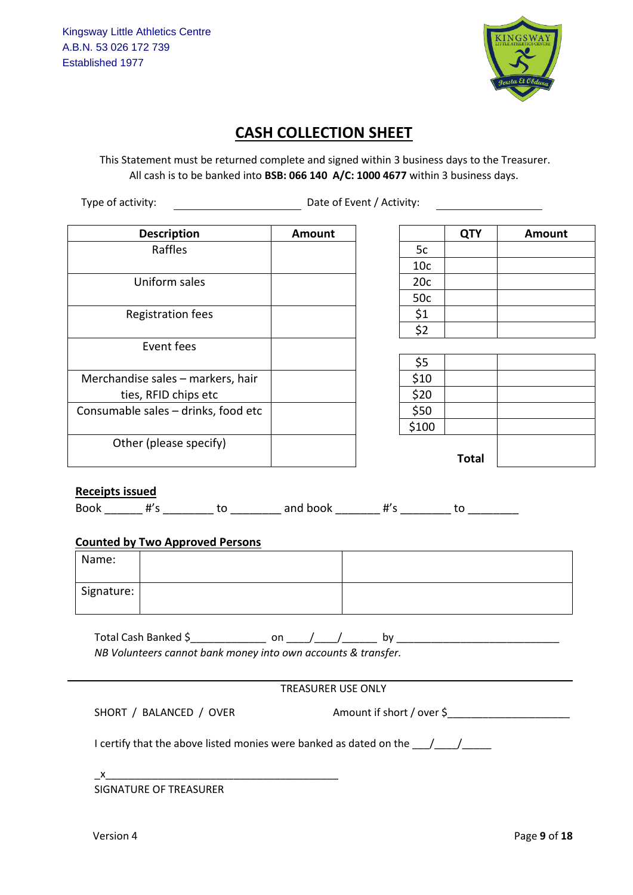Kingsway Little Athletics Centre
A.B.N. 53 026 172 739
Established 1977

# CASH COLLECTION SHEET

This Statement must be returned complete and signed within 3 business days to the Treasurer.
All cash is to be banked into **BSB: 066 140 A/C: 1000 4677** within 3 business days.

Type of activity: ____________________ Date of Event / Activity: ________________

| Description | Amount |
|---|---|
| Raffles | |
| Uniform sales | |
| Registration fees | |
| Event fees | |
| Merchandise sales – markers, hair ties, RFID chips etc | |
| Consumable sales – drinks, food etc | |
| Other (please specify) | |

| | QTY | Amount |
|---|---|---|
| 5c | | |
| 10c | | |
| 20c | | |
| 50c | | |
| $1 | | |
| $2 | | |
| $5 | | |
| $10 | | |
| $20 | | |
| $50 | | |
| $100 | | |
| | **Total** | |

**Receipts issued**

Book ______ #'s ________ to ________ and book _______ #'s ________ to ________

**Counted by Two Approved Persons**

| | | |
|---|---|---|
| Name: | | |
| Signature: | | |

Total Cash Banked $_____________ on ____/____/______ by ____________________________

*NB Volunteers cannot bank money into own accounts & transfer.*

---

TREASURER USE ONLY

SHORT / BALANCED / OVER Amount if short / over $_____________________

I certify that the above listed monies were banked as dated on the ___/____/_____

_x__________________________________________

SIGNATURE OF TREASURER

Version 4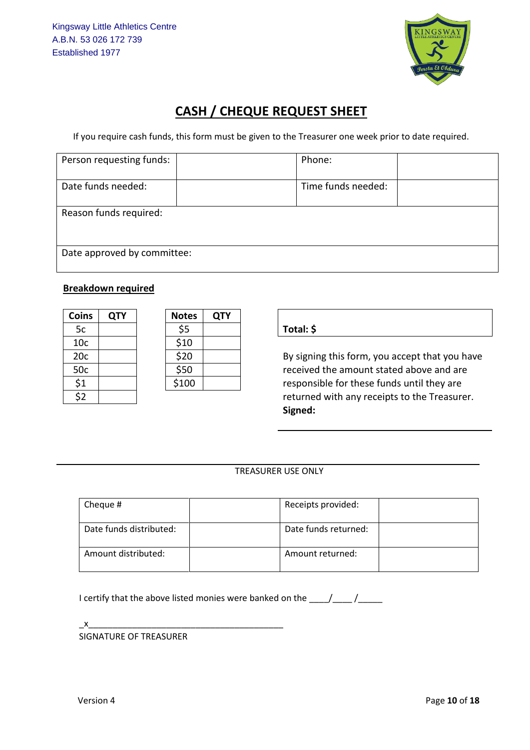Kingsway Little Athletics Centre
A.B.N. 53 026 172 739
Established 1977

# CASH / CHEQUE REQUEST SHEET

If you require cash funds, this form must be given to the Treasurer one week prior to date required.

| Person requesting funds: | | Phone: | |
|---|---|---|---|
| Date funds needed: | | Time funds needed: | |
| Reason funds required: | | | |
| Date approved by committee: | | | |

**Breakdown required**

| Coins | QTY |
|---|---|
| 5c | |
| 10c | |
| 20c | |
| 50c | |
| $1 | |
| $2 | |

| Notes | QTY |
|---|---|
| $5 | |
| $10 | |
| $20 | |
| $50 | |
| $100 | |

**Total: $**

By signing this form, you accept that you have received the amount stated above and are responsible for these funds until they are returned with any receipts to the Treasurer.
**Signed:**

---

TREASURER USE ONLY

| Cheque # | | Receipts provided: | |
|---|---|---|---|
| Date funds distributed: | | Date funds returned: | |
| Amount distributed: | | Amount returned: | |

I certify that the above listed monies were banked on the ____/____ /_____

_x__________________________________________
SIGNATURE OF TREASURER

Version 4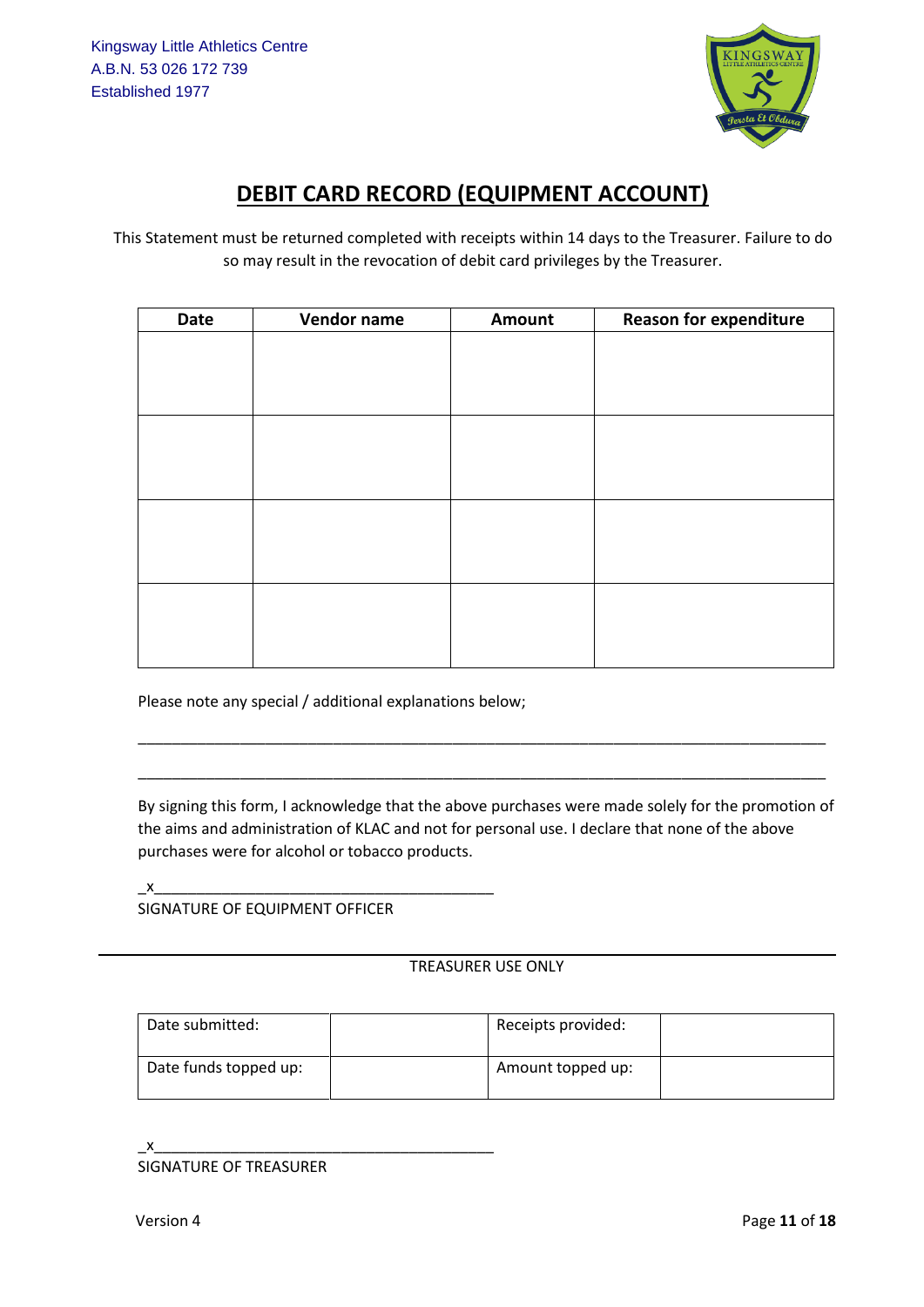Kingsway Little Athletics Centre
A.B.N. 53 026 172 739
Established 1977

# DEBIT CARD RECORD (EQUIPMENT ACCOUNT)

This Statement must be returned completed with receipts within 14 days to the Treasurer. Failure to do so may result in the revocation of debit card privileges by the Treasurer.

| Date | Vendor name | Amount | Reason for expenditure |
|---|---|---|---|
| | | | |
| | | | |
| | | | |
| | | | |

Please note any special / additional explanations below;

_____________________________________________________________________________

_____________________________________________________________________________

By signing this form, I acknowledge that the above purchases were made solely for the promotion of the aims and administration of KLAC and not for personal use. I declare that none of the above purchases were for alcohol or tobacco products.

_x________________________________________

SIGNATURE OF EQUIPMENT OFFICER

---

TREASURER USE ONLY

| Date submitted: | | Receipts provided: | |
|---|---|---|---|
| Date funds topped up: | | Amount topped up: | |

_x________________________________________

SIGNATURE OF TREASURER

Version 4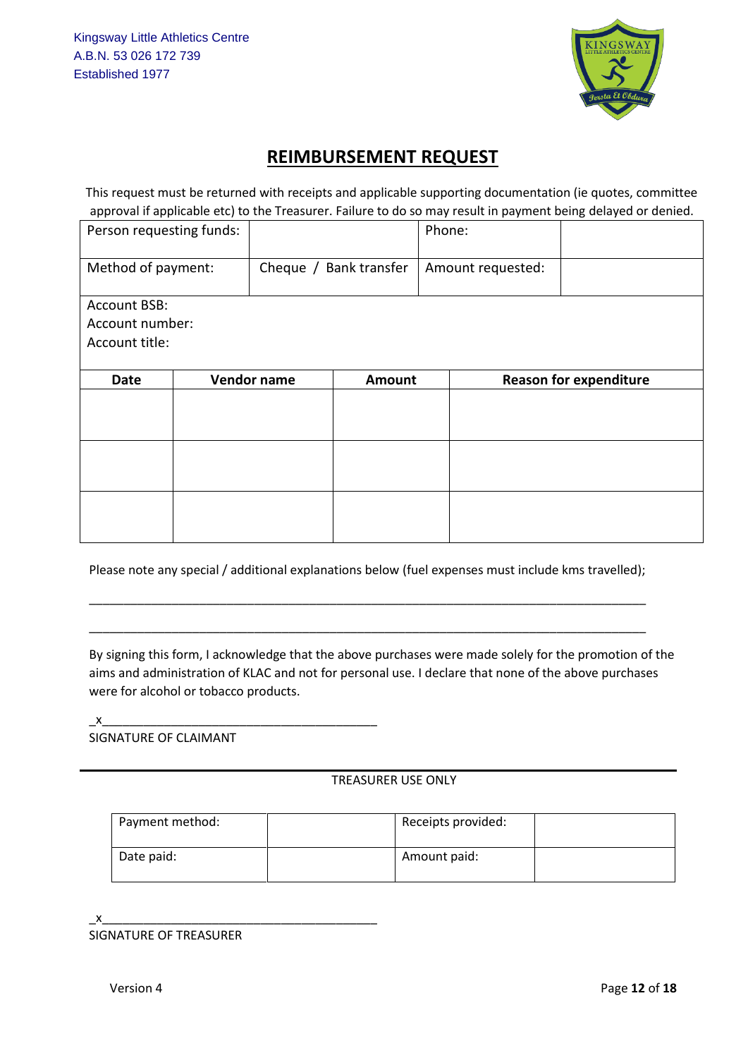Kingsway Little Athletics Centre
A.B.N. 53 026 172 739
Established 1977

# REIMBURSEMENT REQUEST

This request must be returned with receipts and applicable supporting documentation (ie quotes, committee approval if applicable etc) to the Treasurer. Failure to do so may result in payment being delayed or denied.

| Person requesting funds: | | Phone: | |
|---|---|---|---|
| Method of payment: | Cheque / Bank transfer | Amount requested: | |

Account BSB:
Account number:
Account title:

| Date | Vendor name | Amount | Reason for expenditure |
|---|---|---|---|
| | | | |
| | | | |
| | | | |

Please note any special / additional explanations below (fuel expenses must include kms travelled);

_______________________________________________________________________________

_______________________________________________________________________________

By signing this form, I acknowledge that the above purchases were made solely for the promotion of the aims and administration of KLAC and not for personal use. I declare that none of the above purchases were for alcohol or tobacco products.

_x_________________________________________
SIGNATURE OF CLAIMANT

TREASURER USE ONLY

| Payment method: | | Receipts provided: | |
|---|---|---|---|
| Date paid: | | Amount paid: | |

_x_________________________________________
SIGNATURE OF TREASURER

Version 4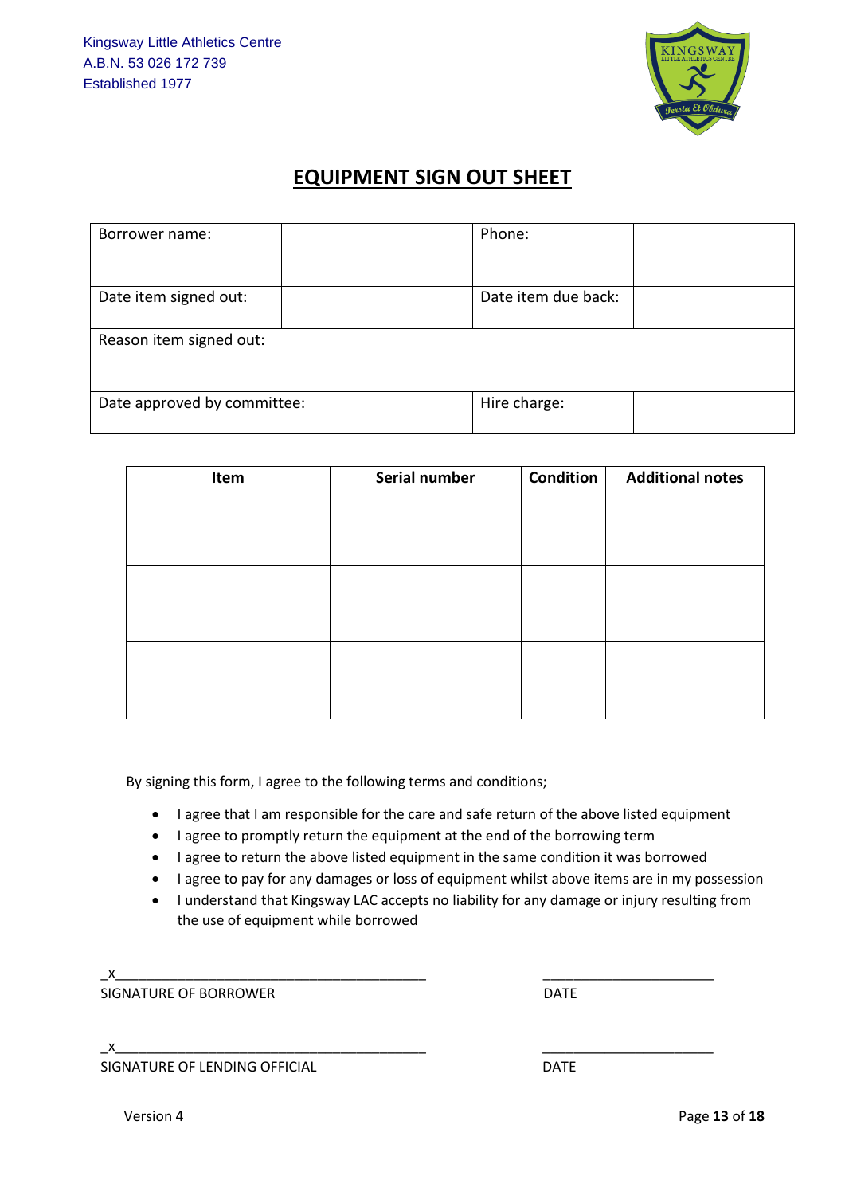Kingsway Little Athletics Centre
A.B.N. 53 026 172 739
Established 1977

# EQUIPMENT SIGN OUT SHEET

| Borrower name: | | Phone: | |
|---|---|---|---|
| Date item signed out: | | Date item due back: | |
| Reason item signed out: | | | |
| Date approved by committee: | | Hire charge: | |

| Item | Serial number | Condition | Additional notes |
|---|---|---|---|
| | | | |
| | | | |
| | | | |

By signing this form, I agree to the following terms and conditions;

- I agree that I am responsible for the care and safe return of the above listed equipment
- I agree to promptly return the equipment at the end of the borrowing term
- I agree to return the above listed equipment in the same condition it was borrowed
- I agree to pay for any damages or loss of equipment whilst above items are in my possession
- I understand that Kingsway LAC accepts no liability for any damage or injury resulting from the use of equipment while borrowed

_x____________________________________________ ________________________

SIGNATURE OF BORROWER DATE

_x____________________________________________ ________________________

SIGNATURE OF LENDING OFFICIAL DATE

Version 4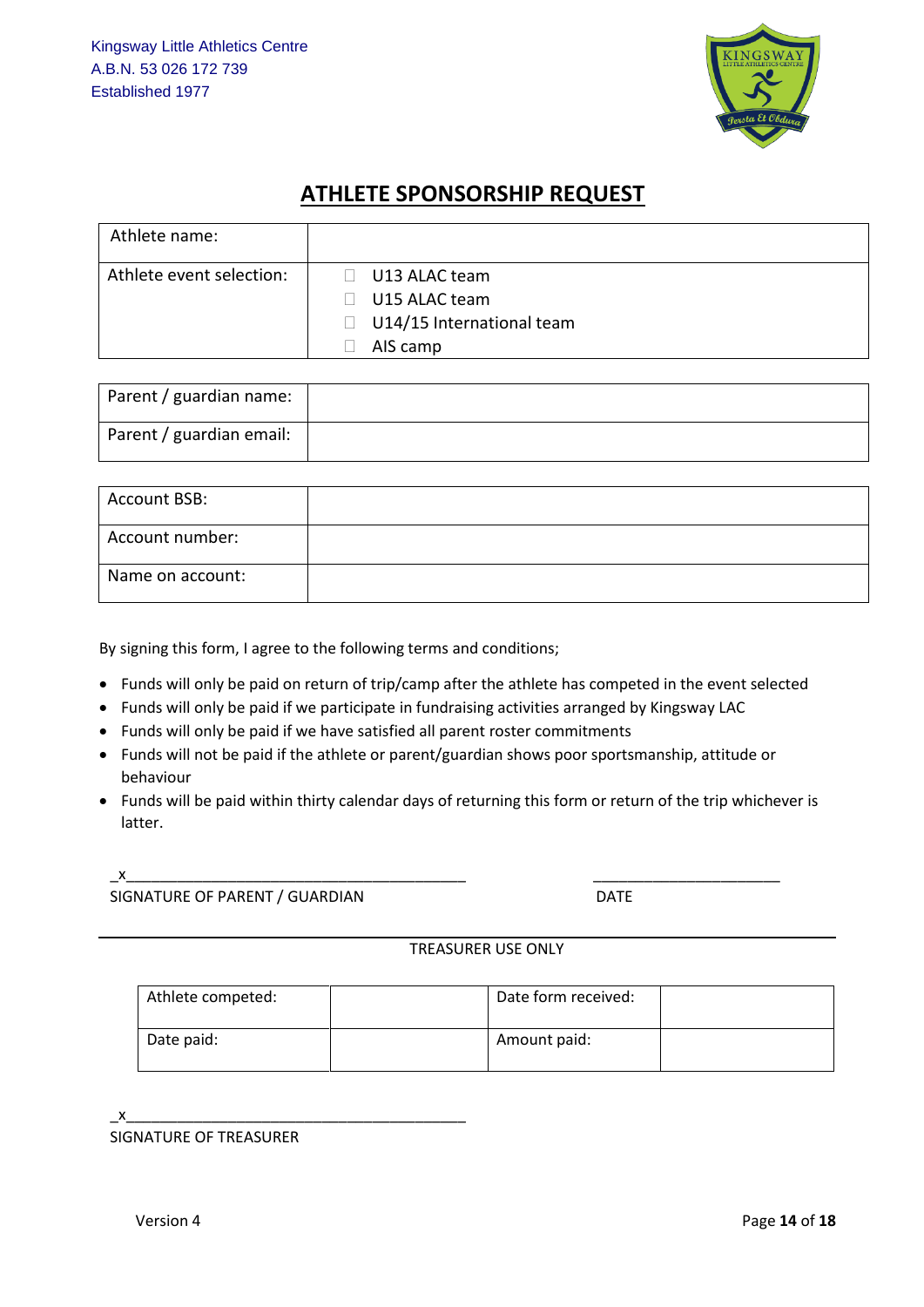Kingsway Little Athletics Centre
A.B.N. 53 026 172 739
Established 1977

# ATHLETE SPONSORSHIP REQUEST

| Athlete name: | |
|---|---|
| Athlete event selection: | ☐ U13 ALAC team<br>☐ U15 ALAC team<br>☐ U14/15 International team<br>☐ AIS camp |

| Parent / guardian name: | |
|---|---|
| Parent / guardian email: | |

| Account BSB: | |
|---|---|
| Account number: | |
| Name on account: | |

By signing this form, I agree to the following terms and conditions;

- Funds will only be paid on return of trip/camp after the athlete has competed in the event selected
- Funds will only be paid if we participate in fundraising activities arranged by Kingsway LAC
- Funds will only be paid if we have satisfied all parent roster commitments
- Funds will not be paid if the athlete or parent/guardian shows poor sportsmanship, attitude or behaviour
- Funds will be paid within thirty calendar days of returning this form or return of the trip whichever is latter.

_x__________________________________________ ______________________

SIGNATURE OF PARENT / GUARDIAN DATE

---

TREASURER USE ONLY

| Athlete competed: | | Date form received: | |
|---|---|---|---|
| Date paid: | | Amount paid: | |

_x__________________________________________

SIGNATURE OF TREASURER

Version 4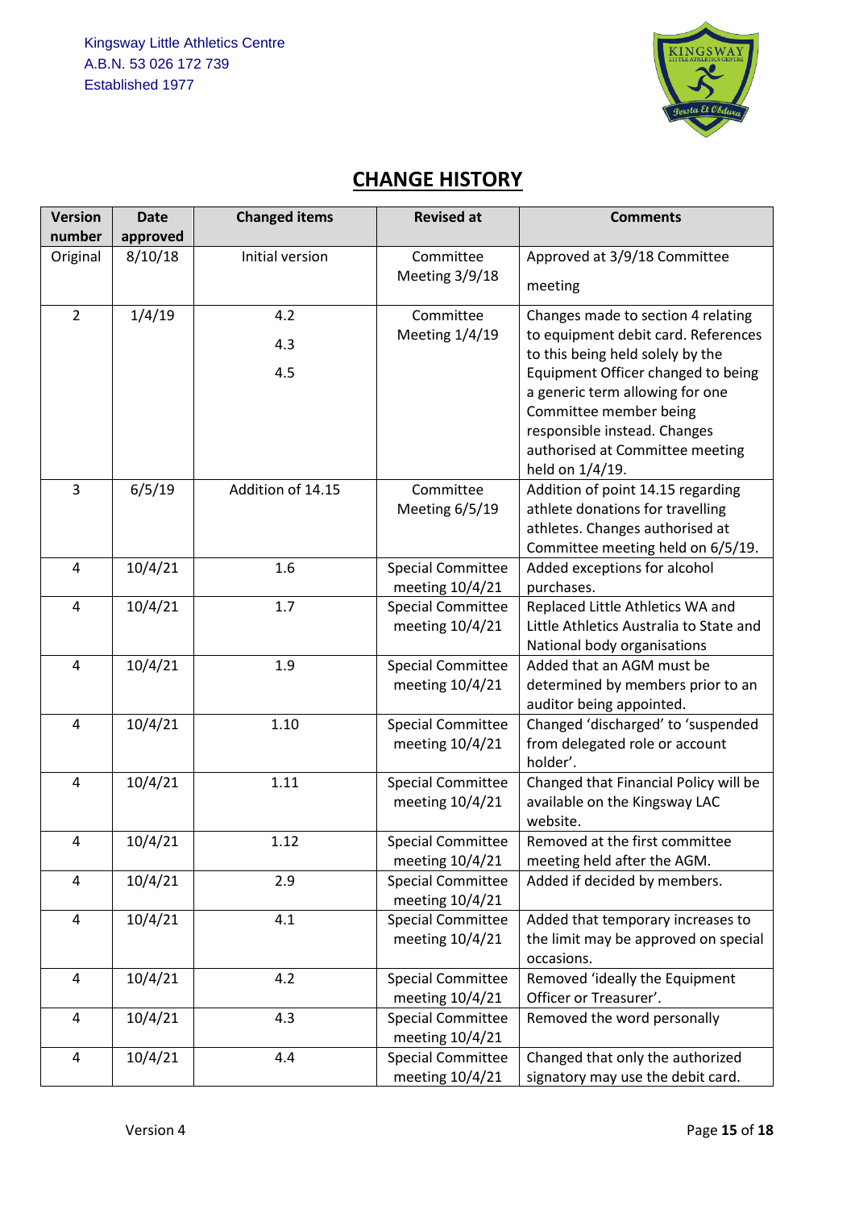Kingsway Little Athletics Centre
A.B.N. 53 026 172 739
Established 1977

## CHANGE HISTORY

| Version number | Date approved | Changed items | Revised at | Comments |
|---|---|---|---|---|
| Original | 8/10/18 | Initial version | Committee Meeting 3/9/18 | Approved at 3/9/18 Committee meeting |
| 2 | 1/4/19 | 4.2<br>4.3<br>4.5 | Committee Meeting 1/4/19 | Changes made to section 4 relating to equipment debit card. References to this being held solely by the Equipment Officer changed to being a generic term allowing for one Committee member being responsible instead. Changes authorised at Committee meeting held on 1/4/19. |
| 3 | 6/5/19 | Addition of 14.15 | Committee Meeting 6/5/19 | Addition of point 14.15 regarding athlete donations for travelling athletes. Changes authorised at Committee meeting held on 6/5/19. |
| 4 | 10/4/21 | 1.6 | Special Committee meeting 10/4/21 | Added exceptions for alcohol purchases. |
| 4 | 10/4/21 | 1.7 | Special Committee meeting 10/4/21 | Replaced Little Athletics WA and Little Athletics Australia to State and National body organisations |
| 4 | 10/4/21 | 1.9 | Special Committee meeting 10/4/21 | Added that an AGM must be determined by members prior to an auditor being appointed. |
| 4 | 10/4/21 | 1.10 | Special Committee meeting 10/4/21 | Changed 'discharged' to 'suspended from delegated role or account holder'. |
| 4 | 10/4/21 | 1.11 | Special Committee meeting 10/4/21 | Changed that Financial Policy will be available on the Kingsway LAC website. |
| 4 | 10/4/21 | 1.12 | Special Committee meeting 10/4/21 | Removed at the first committee meeting held after the AGM. |
| 4 | 10/4/21 | 2.9 | Special Committee meeting 10/4/21 | Added if decided by members. |
| 4 | 10/4/21 | 4.1 | Special Committee meeting 10/4/21 | Added that temporary increases to the limit may be approved on special occasions. |
| 4 | 10/4/21 | 4.2 | Special Committee meeting 10/4/21 | Removed 'ideally the Equipment Officer or Treasurer'. |
| 4 | 10/4/21 | 4.3 | Special Committee meeting 10/4/21 | Removed the word personally |
| 4 | 10/4/21 | 4.4 | Special Committee meeting 10/4/21 | Changed that only the authorized signatory may use the debit card. |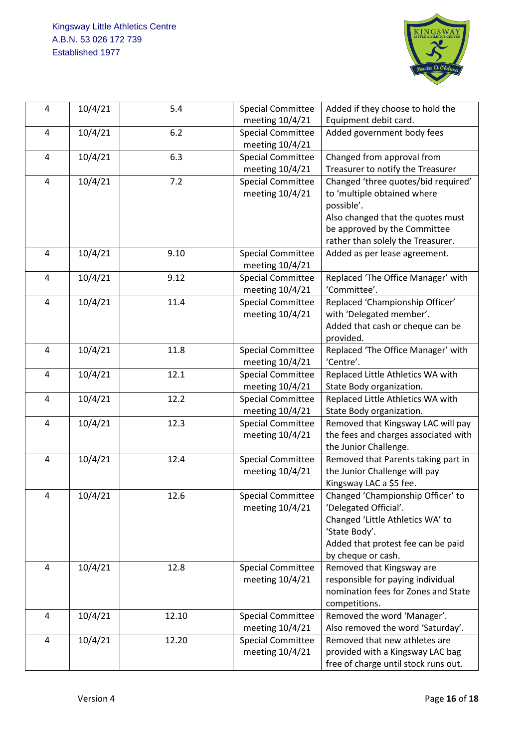| 4 | 10/4/21 | 5.4 | Special Committee meeting 10/4/21 | Added if they choose to hold the Equipment debit card. |
|---|---|---|---|---|
| 4 | 10/4/21 | 6.2 | Special Committee meeting 10/4/21 | Added government body fees |
| 4 | 10/4/21 | 6.3 | Special Committee meeting 10/4/21 | Changed from approval from Treasurer to notify the Treasurer |
| 4 | 10/4/21 | 7.2 | Special Committee meeting 10/4/21 | Changed 'three quotes/bid required' to 'multiple obtained where possible'.<br>Also changed that the quotes must be approved by the Committee rather than solely the Treasurer. |
| 4 | 10/4/21 | 9.10 | Special Committee meeting 10/4/21 | Added as per lease agreement. |
| 4 | 10/4/21 | 9.12 | Special Committee meeting 10/4/21 | Replaced 'The Office Manager' with 'Committee'. |
| 4 | 10/4/21 | 11.4 | Special Committee meeting 10/4/21 | Replaced 'Championship Officer' with 'Delegated member'.<br>Added that cash or cheque can be provided. |
| 4 | 10/4/21 | 11.8 | Special Committee meeting 10/4/21 | Replaced 'The Office Manager' with 'Centre'. |
| 4 | 10/4/21 | 12.1 | Special Committee meeting 10/4/21 | Replaced Little Athletics WA with State Body organization. |
| 4 | 10/4/21 | 12.2 | Special Committee meeting 10/4/21 | Replaced Little Athletics WA with State Body organization. |
| 4 | 10/4/21 | 12.3 | Special Committee meeting 10/4/21 | Removed that Kingsway LAC will pay the fees and charges associated with the Junior Challenge. |
| 4 | 10/4/21 | 12.4 | Special Committee meeting 10/4/21 | Removed that Parents taking part in the Junior Challenge will pay Kingsway LAC a $5 fee. |
| 4 | 10/4/21 | 12.6 | Special Committee meeting 10/4/21 | Changed 'Championship Officer' to 'Delegated Official'.<br>Changed 'Little Athletics WA' to 'State Body'.<br>Added that protest fee can be paid by cheque or cash. |
| 4 | 10/4/21 | 12.8 | Special Committee meeting 10/4/21 | Removed that Kingsway are responsible for paying individual nomination fees for Zones and State competitions. |
| 4 | 10/4/21 | 12.10 | Special Committee meeting 10/4/21 | Removed the word 'Manager'.<br>Also removed the word 'Saturday'. |
| 4 | 10/4/21 | 12.20 | Special Committee meeting 10/4/21 | Removed that new athletes are provided with a Kingsway LAC bag free of charge until stock runs out. |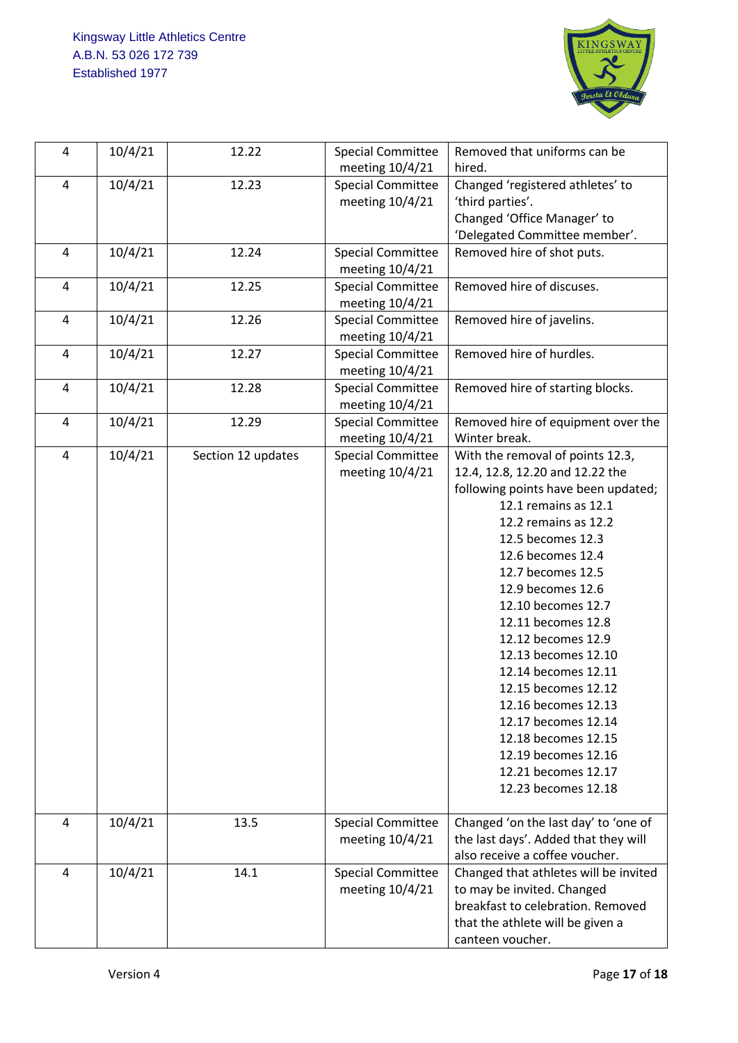| 4 | 10/4/21 | 12.22 | Special Committee meeting 10/4/21 | Removed that uniforms can be hired. |
|---|---|---|---|---|
| 4 | 10/4/21 | 12.23 | Special Committee meeting 10/4/21 | Changed 'registered athletes' to 'third parties'.<br>Changed 'Office Manager' to 'Delegated Committee member'. |
| 4 | 10/4/21 | 12.24 | Special Committee meeting 10/4/21 | Removed hire of shot puts. |
| 4 | 10/4/21 | 12.25 | Special Committee meeting 10/4/21 | Removed hire of discuses. |
| 4 | 10/4/21 | 12.26 | Special Committee meeting 10/4/21 | Removed hire of javelins. |
| 4 | 10/4/21 | 12.27 | Special Committee meeting 10/4/21 | Removed hire of hurdles. |
| 4 | 10/4/21 | 12.28 | Special Committee meeting 10/4/21 | Removed hire of starting blocks. |
| 4 | 10/4/21 | 12.29 | Special Committee meeting 10/4/21 | Removed hire of equipment over the Winter break. |
| 4 | 10/4/21 | Section 12 updates | Special Committee meeting 10/4/21 | With the removal of points 12.3, 12.4, 12.8, 12.20 and 12.22 the following points have been updated;<br>12.1 remains as 12.1<br>12.2 remains as 12.2<br>12.5 becomes 12.3<br>12.6 becomes 12.4<br>12.7 becomes 12.5<br>12.9 becomes 12.6<br>12.10 becomes 12.7<br>12.11 becomes 12.8<br>12.12 becomes 12.9<br>12.13 becomes 12.10<br>12.14 becomes 12.11<br>12.15 becomes 12.12<br>12.16 becomes 12.13<br>12.17 becomes 12.14<br>12.18 becomes 12.15<br>12.19 becomes 12.16<br>12.21 becomes 12.17<br>12.23 becomes 12.18 |
| 4 | 10/4/21 | 13.5 | Special Committee meeting 10/4/21 | Changed 'on the last day' to 'one of the last days'. Added that they will also receive a coffee voucher. |
| 4 | 10/4/21 | 14.1 | Special Committee meeting 10/4/21 | Changed that athletes will be invited to may be invited. Changed breakfast to celebration. Removed that the athlete will be given a canteen voucher. |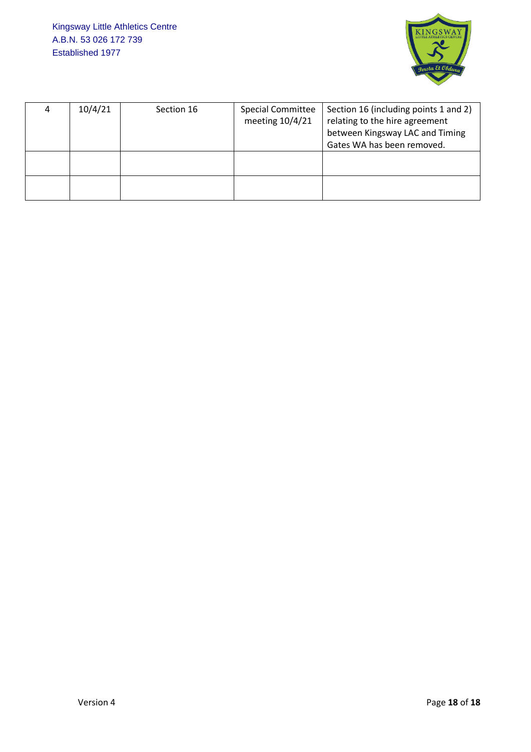| | | | | |
|---|---|---|---|---|
| 4 | 10/4/21 | Section 16 | Special Committee meeting 10/4/21 | Section 16 (including points 1 and 2) relating to the hire agreement between Kingsway LAC and Timing Gates WA has been removed. |
| | | | | |
| | | | | |